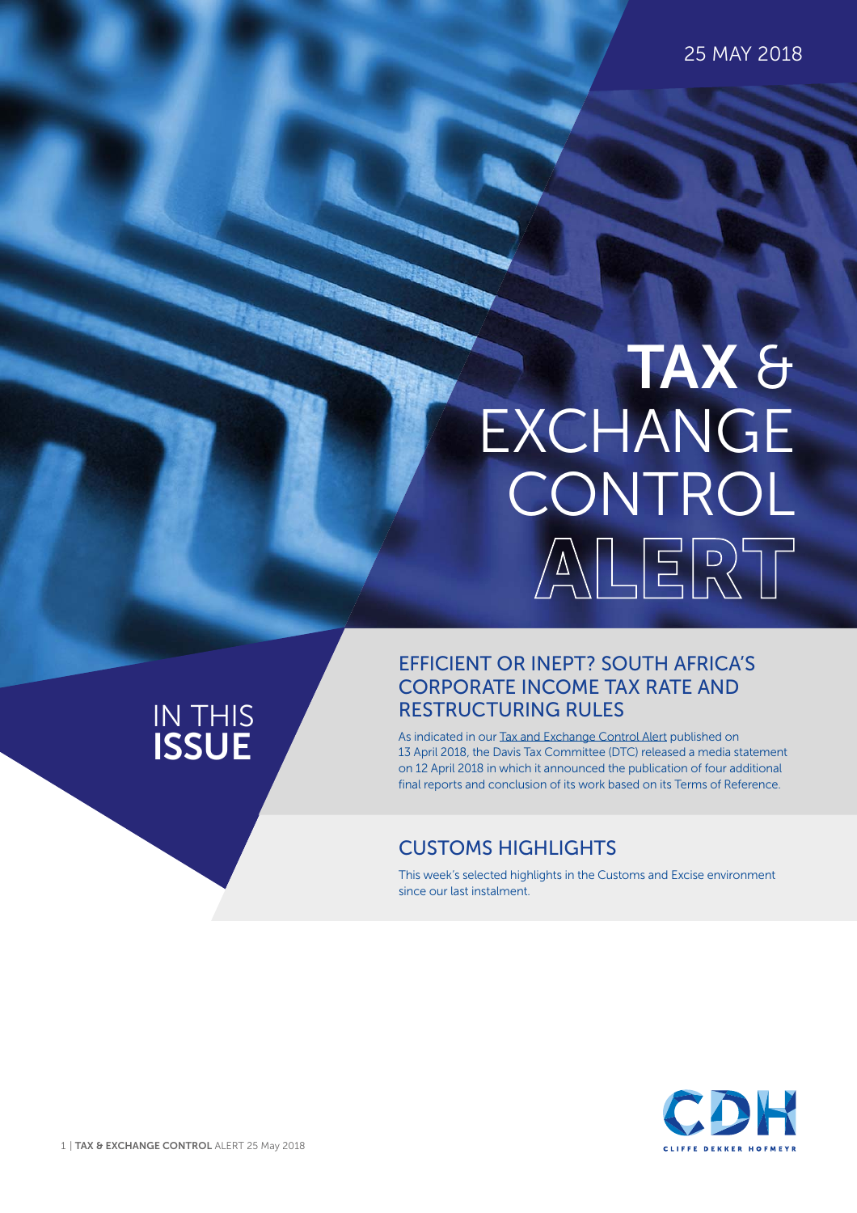25 MAY 2018

# TAX & EXCHANGE CONTROL ALERT

## IN THIS ISSUE

### EFFICIENT OR INEPT? SOUTH AFRICA'S CORPORATE INCOME TAX RATE AND RESTRUCTURING RULES

As indicated in our Tax and Exchange Control Alert published on 13 April 2018, the Davis Tax Committee (DTC) released a media statement on 12 April 2018 in which it announced the publication of four additional final reports and conclusion of its work based on its Terms of Reference.

### CUSTOMS HIGHLIGHTS

This week's selected highlights in the Customs and Excise environment since our last instalment.

CDH

CLIFFE DEKKER HOFMEYR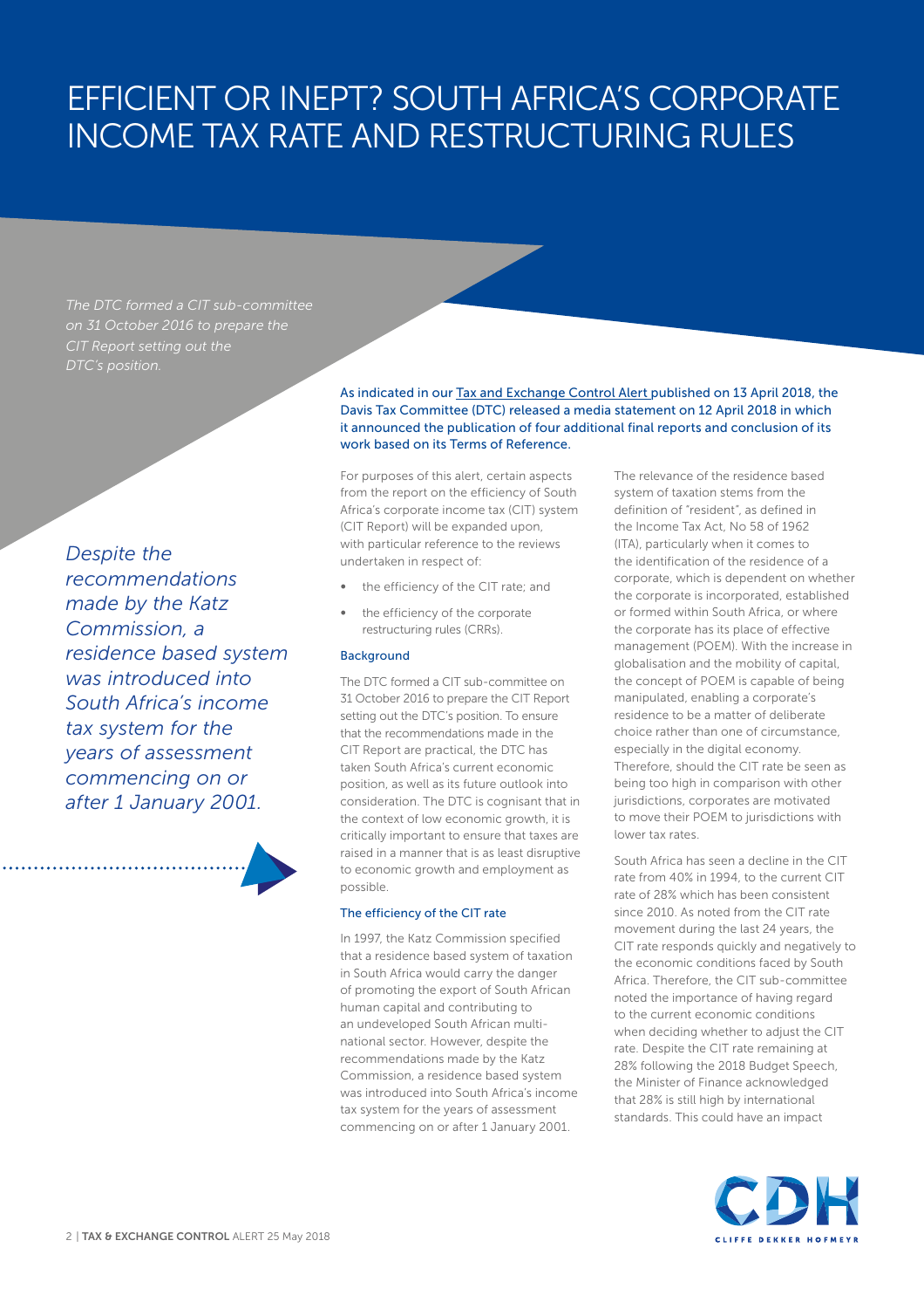# EFFICIENT OR INEPT? SOUTH AFRICA'S CORPORATE INCOME TAX RATE AND RESTRUCTURING RULES

*The DTC formed a CIT sub-committee on 31 October 2016 to prepare the CIT Report setting out the DTC's position.*

As indicated in our Tax and Exchange Control Alert published on 13 April 2018, the Davis Tax Committee (DTC) released a media statement on 12 April 2018 in which it announced the publication of four additional final reports and conclusion of its work based on its Terms of Reference.

For purposes of this alert, certain aspects from the report on the efficiency of South Africa's corporate income tax (CIT) system (CIT Report) will be expanded upon, with particular reference to the reviews undertaken in respect of:

- the efficiency of the CIT rate; and
- the efficiency of the corporate restructuring rules (CRRs).

## Background

The DTC formed a CIT sub-committee on 31 October 2016 to prepare the CIT Report setting out the DTC's position. To ensure that the recommendations made in the CIT Report are practical, the DTC has taken South Africa's current economic position, as well as its future outlook into consideration. The DTC is cognisant that in the context of low economic growth, it is critically important to ensure that taxes are raised in a manner that is as least disruptive to economic growth and employment as possible.

## The efficiency of the CIT rate

In 1997, the Katz Commission specified that a residence based system of taxation in South Africa would carry the danger of promoting the export of South African human capital and contributing to an undeveloped South African multi-national sector. However, despite the recommendations made by the Katz Commission, a residence based system was introduced into South Africa's income tax system for the years of assessment commencing on or after 1 January 2001.

*Despite the recommendations made by the Katz Commission, a residence based system was introduced into South Africa's income tax system for the years of assessment commencing on or after 1 January 2001.*

The relevance of the residence based system of taxation stems from the definition of "resident", as defined in the Income Tax Act, No 58 of 1962 (ITA), particularly when it comes to the identification of the residence of a corporate, which is dependent on whether the corporate is incorporated, established or formed within South Africa, or where the corporate has its place of effective management (POEM). With the increase in globalisation and the mobility of capital, the concept of POEM is capable of being manipulated, enabling a corporate's residence to be a matter of deliberate choice rather than one of circumstance, especially in the digital economy. Therefore, should the CIT rate be seen as being too high in comparison with other jurisdictions, corporates are motivated to move their POEM to jurisdictions with lower tax rates.

South Africa has seen a decline in the CIT rate from 40% in 1994, to the current CIT rate of 28% which has been consistent since 2010. As noted from the CIT rate movement during the last 24 years, the CIT rate responds quickly and negatively to the economic conditions faced by South Africa. Therefore, the CIT sub-committee noted the importance of having regard to the current economic conditions when deciding whether to adjust the CIT rate. Despite the CIT rate remaining at 28% following the 2018 Budget Speech, the Minister of Finance acknowledged that 28% is still high by international standards. This could have an impact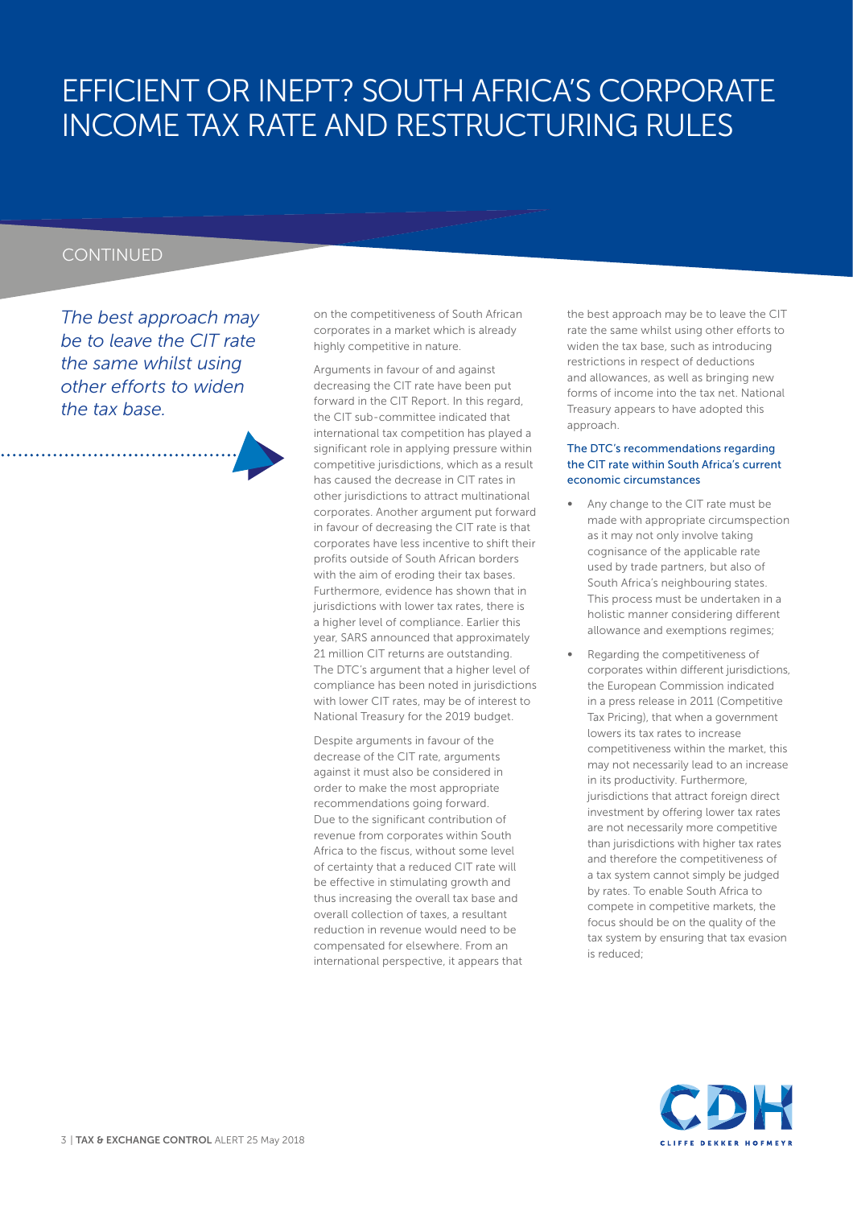# EFFICIENT OR INEPT? SOUTH AFRICA'S CORPORATE INCOME TAX RATE AND RESTRUCTURING RULES

CONTINUED

*The best approach may be to leave the CIT rate the same whilst using other efforts to widen the tax base.*

on the competitiveness of South African corporates in a market which is already highly competitive in nature.

Arguments in favour of and against decreasing the CIT rate have been put forward in the CIT Report. In this regard, the CIT sub-committee indicated that international tax competition has played a significant role in applying pressure within competitive jurisdictions, which as a result has caused the decrease in CIT rates in other jurisdictions to attract multinational corporates. Another argument put forward in favour of decreasing the CIT rate is that corporates have less incentive to shift their profits outside of South African borders with the aim of eroding their tax bases. Furthermore, evidence has shown that in jurisdictions with lower tax rates, there is a higher level of compliance. Earlier this year, SARS announced that approximately 21 million CIT returns are outstanding. The DTC's argument that a higher level of compliance has been noted in jurisdictions with lower CIT rates, may be of interest to National Treasury for the 2019 budget.

Despite arguments in favour of the decrease of the CIT rate, arguments against it must also be considered in order to make the most appropriate recommendations going forward. Due to the significant contribution of revenue from corporates within South Africa to the fiscus, without some level of certainty that a reduced CIT rate will be effective in stimulating growth and thus increasing the overall tax base and overall collection of taxes, a resultant reduction in revenue would need to be compensated for elsewhere. From an international perspective, it appears that the best approach may be to leave the CIT rate the same whilst using other efforts to widen the tax base, such as introducing restrictions in respect of deductions and allowances, as well as bringing new forms of income into the tax net. National Treasury appears to have adopted this approach.

### The DTC's recommendations regarding the CIT rate within South Africa's current economic circumstances

- Any change to the CIT rate must be made with appropriate circumspection as it may not only involve taking cognisance of the applicable rate used by trade partners, but also of South Africa's neighbouring states. This process must be undertaken in a holistic manner considering different allowance and exemptions regimes;
- Regarding the competitiveness of corporates within different jurisdictions, the European Commission indicated in a press release in 2011 (Competitive Tax Pricing), that when a government lowers its tax rates to increase competitiveness within the market, this may not necessarily lead to an increase in its productivity. Furthermore, jurisdictions that attract foreign direct investment by offering lower tax rates are not necessarily more competitive than jurisdictions with higher tax rates and therefore the competitiveness of a tax system cannot simply be judged by rates. To enable South Africa to compete in competitive markets, the focus should be on the quality of the tax system by ensuring that tax evasion is reduced;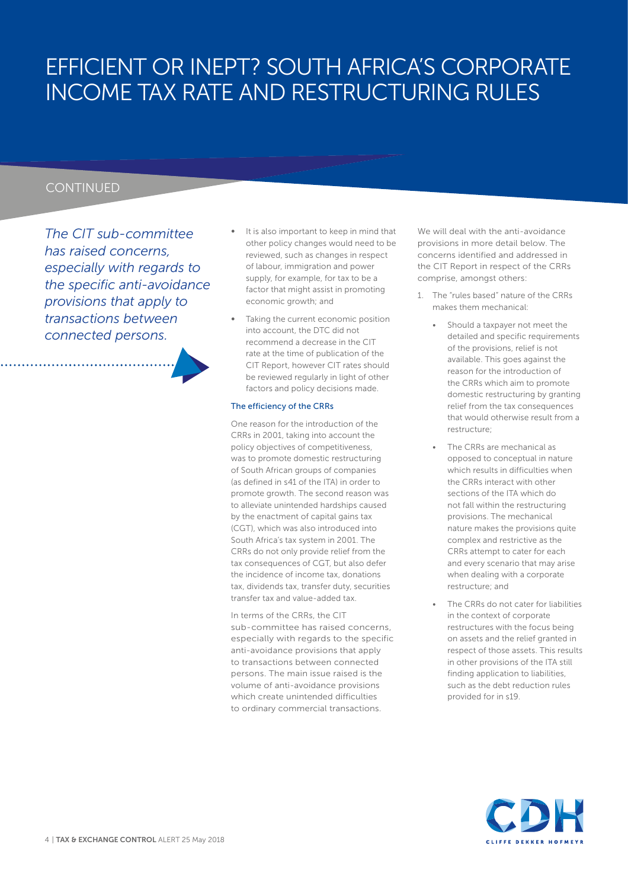# EFFICIENT OR INEPT? SOUTH AFRICA'S CORPORATE INCOME TAX RATE AND RESTRUCTURING RULES

CONTINUED

*The CIT sub-committee has raised concerns, especially with regards to the specific anti-avoidance provisions that apply to transactions between connected persons.*

- It is also important to keep in mind that other policy changes would need to be reviewed, such as changes in respect of labour, immigration and power supply, for example, for tax to be a factor that might assist in promoting economic growth; and
- Taking the current economic position into account, the DTC did not recommend a decrease in the CIT rate at the time of publication of the CIT Report, however CIT rates should be reviewed regularly in light of other factors and policy decisions made.

### The efficiency of the CRRs

One reason for the introduction of the CRRs in 2001, taking into account the policy objectives of competitiveness, was to promote domestic restructuring of South African groups of companies (as defined in s41 of the ITA) in order to promote growth. The second reason was to alleviate unintended hardships caused by the enactment of capital gains tax (CGT), which was also introduced into South Africa's tax system in 2001. The CRRs do not only provide relief from the tax consequences of CGT, but also defer the incidence of income tax, donations tax, dividends tax, transfer duty, securities transfer tax and value-added tax.

In terms of the CRRs, the CIT sub-committee has raised concerns, especially with regards to the specific anti-avoidance provisions that apply to transactions between connected persons. The main issue raised is the volume of anti-avoidance provisions which create unintended difficulties to ordinary commercial transactions.

We will deal with the anti-avoidance provisions in more detail below. The concerns identified and addressed in the CIT Report in respect of the CRRs comprise, amongst others:

1. The "rules based" nature of the CRRs makes them mechanical:
   - Should a taxpayer not meet the detailed and specific requirements of the provisions, relief is not available. This goes against the reason for the introduction of the CRRs which aim to promote domestic restructuring by granting relief from the tax consequences that would otherwise result from a restructure;
   - The CRRs are mechanical as opposed to conceptual in nature which results in difficulties when the CRRs interact with other sections of the ITA which do not fall within the restructuring provisions. The mechanical nature makes the provisions quite complex and restrictive as the CRRs attempt to cater for each and every scenario that may arise when dealing with a corporate restructure; and
   - The CRRs do not cater for liabilities in the context of corporate restructures with the focus being on assets and the relief granted in respect of those assets. This results in other provisions of the ITA still finding application to liabilities, such as the debt reduction rules provided for in s19.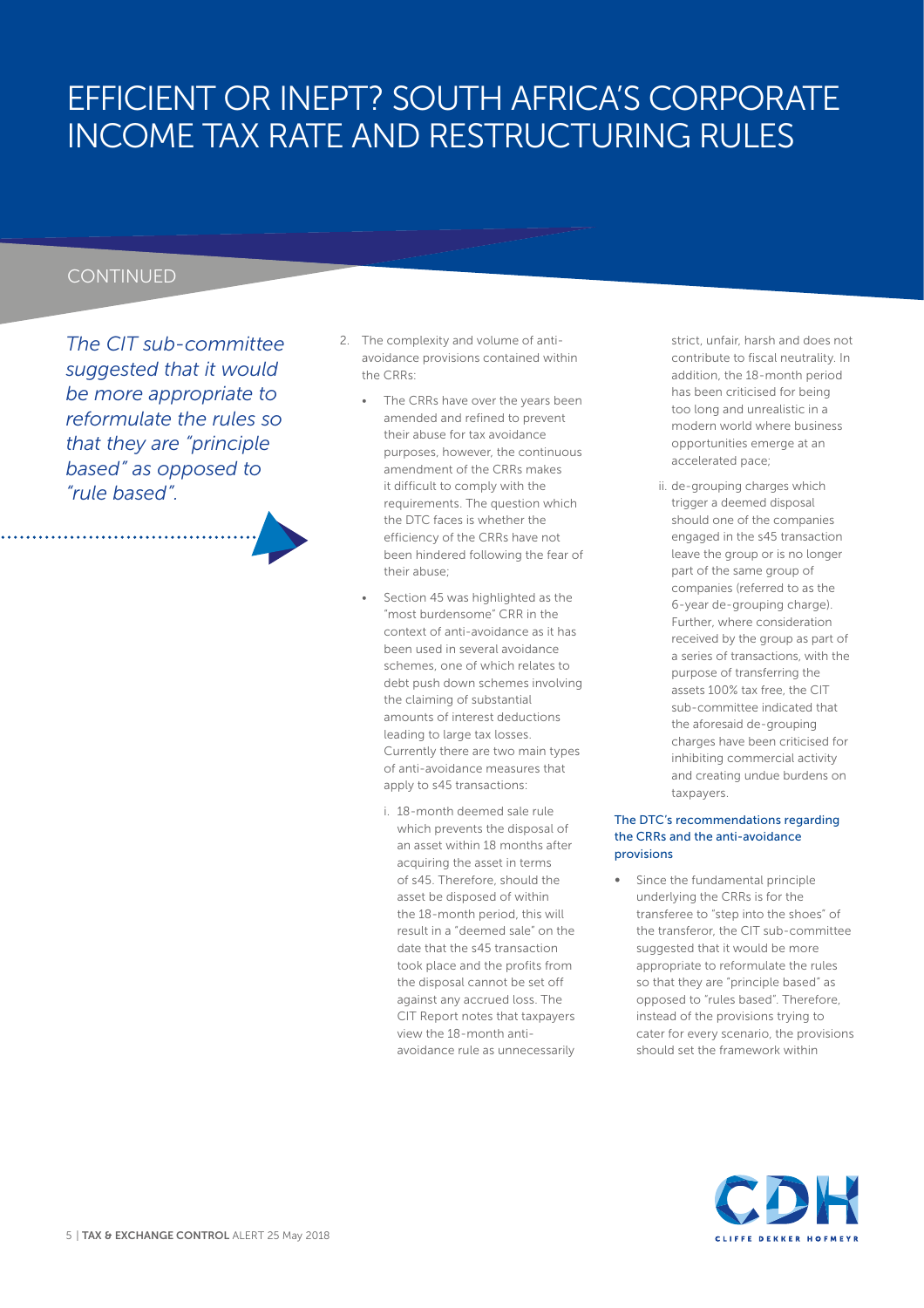# EFFICIENT OR INEPT? SOUTH AFRICA'S CORPORATE INCOME TAX RATE AND RESTRUCTURING RULES

CONTINUED

*The CIT sub-committee suggested that it would be more appropriate to reformulate the rules so that they are "principle based" as opposed to "rule based".*

2. The complexity and volume of anti-avoidance provisions contained within the CRRs:

   - The CRRs have over the years been amended and refined to prevent their abuse for tax avoidance purposes, however, the continuous amendment of the CRRs makes it difficult to comply with the requirements. The question which the DTC faces is whether the efficiency of the CRRs have not been hindered following the fear of their abuse;

   - Section 45 was highlighted as the "most burdensome" CRR in the context of anti-avoidance as it has been used in several avoidance schemes, one of which relates to debt push down schemes involving the claiming of substantial amounts of interest deductions leading to large tax losses. Currently there are two main types of anti-avoidance measures that apply to s45 transactions:

     i. 18-month deemed sale rule which prevents the disposal of an asset within 18 months after acquiring the asset in terms of s45. Therefore, should the asset be disposed of within the 18-month period, this will result in a "deemed sale" on the date that the s45 transaction took place and the profits from the disposal cannot be set off against any accrued loss. The CIT Report notes that taxpayers view the 18-month anti-avoidance rule as unnecessarily strict, unfair, harsh and does not contribute to fiscal neutrality. In addition, the 18-month period has been criticised for being too long and unrealistic in a modern world where business opportunities emerge at an accelerated pace;

     ii. de-grouping charges which trigger a deemed disposal should one of the companies engaged in the s45 transaction leave the group or is no longer part of the same group of companies (referred to as the 6-year de-grouping charge). Further, where consideration received by the group as part of a series of transactions, with the purpose of transferring the assets 100% tax free, the CIT sub-committee indicated that the aforesaid de-grouping charges have been criticised for inhibiting commercial activity and creating undue burdens on taxpayers.

### The DTC's recommendations regarding the CRRs and the anti-avoidance provisions

- Since the fundamental principle underlying the CRRs is for the transferee to "step into the shoes" of the transferor, the CIT sub-committee suggested that it would be more appropriate to reformulate the rules so that they are "principle based" as opposed to "rules based". Therefore, instead of the provisions trying to cater for every scenario, the provisions should set the framework within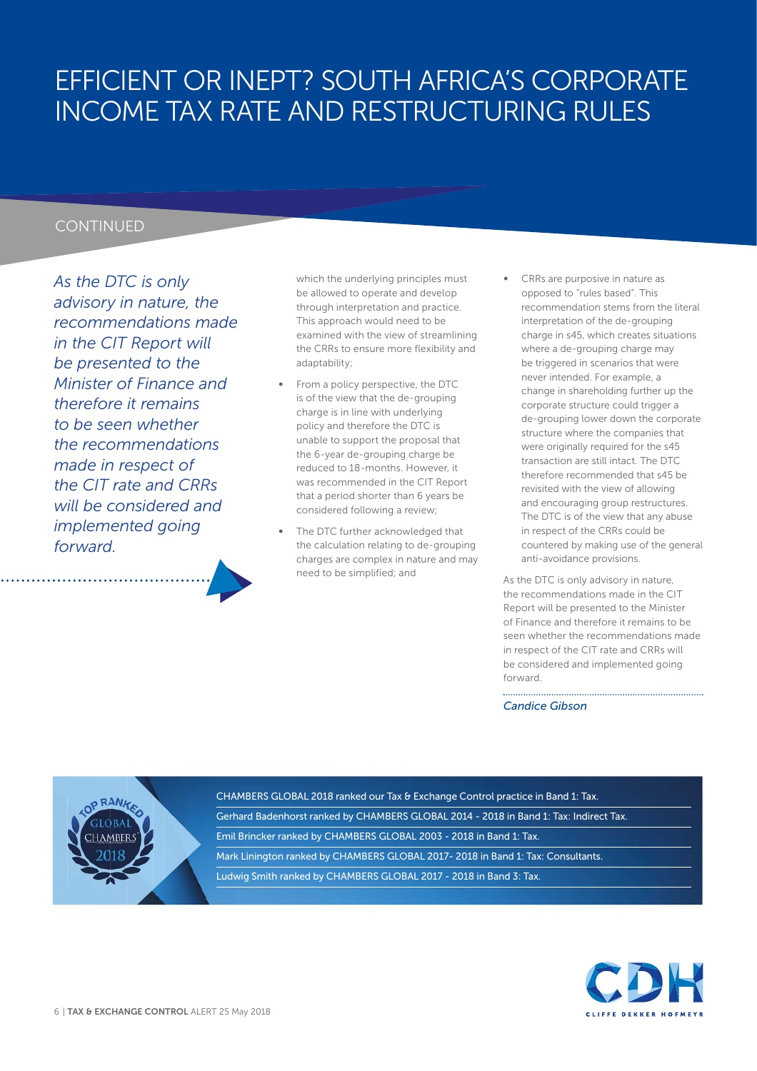# EFFICIENT OR INEPT? SOUTH AFRICA'S CORPORATE INCOME TAX RATE AND RESTRUCTURING RULES

CONTINUED

*As the DTC is only advisory in nature, the recommendations made in the CIT Report will be presented to the Minister of Finance and therefore it remains to be seen whether the recommendations made in respect of the CIT rate and CRRs will be considered and implemented going forward.*

which the underlying principles must be allowed to operate and develop through interpretation and practice. This approach would need to be examined with the view of streamlining the CRRs to ensure more flexibility and adaptability;

- From a policy perspective, the DTC is of the view that the de-grouping charge is in line with underlying policy and therefore the DTC is unable to support the proposal that the 6-year de-grouping charge be reduced to 18-months. However, it was recommended in the CIT Report that a period shorter than 6 years be considered following a review;
- The DTC further acknowledged that the calculation relating to de-grouping charges are complex in nature and may need to be simplified; and
- CRRs are purposive in nature as opposed to "rules based". This recommendation stems from the literal interpretation of the de-grouping charge in s45, which creates situations where a de-grouping charge may be triggered in scenarios that were never intended. For example, a change in shareholding further up the corporate structure could trigger a de-grouping lower down the corporate structure where the companies that were originally required for the s45 transaction are still intact. The DTC therefore recommended that s45 be revisited with the view of allowing and encouraging group restructures. The DTC is of the view that any abuse in respect of the CRRs could be countered by making use of the general anti-avoidance provisions.

As the DTC is only advisory in nature, the recommendations made in the CIT Report will be presented to the Minister of Finance and therefore it remains to be seen whether the recommendations made in respect of the CIT rate and CRRs will be considered and implemented going forward.

*Candice Gibson*

CHAMBERS GLOBAL 2018 ranked our Tax & Exchange Control practice in Band 1: Tax.

Gerhard Badenhorst ranked by CHAMBERS GLOBAL 2014 - 2018 in Band 1: Tax: Indirect Tax.

Emil Brincker ranked by CHAMBERS GLOBAL 2003 - 2018 in Band 1: Tax.

Mark Linington ranked by CHAMBERS GLOBAL 2017- 2018 in Band 1: Tax: Consultants.

Ludwig Smith ranked by CHAMBERS GLOBAL 2017 - 2018 in Band 3: Tax.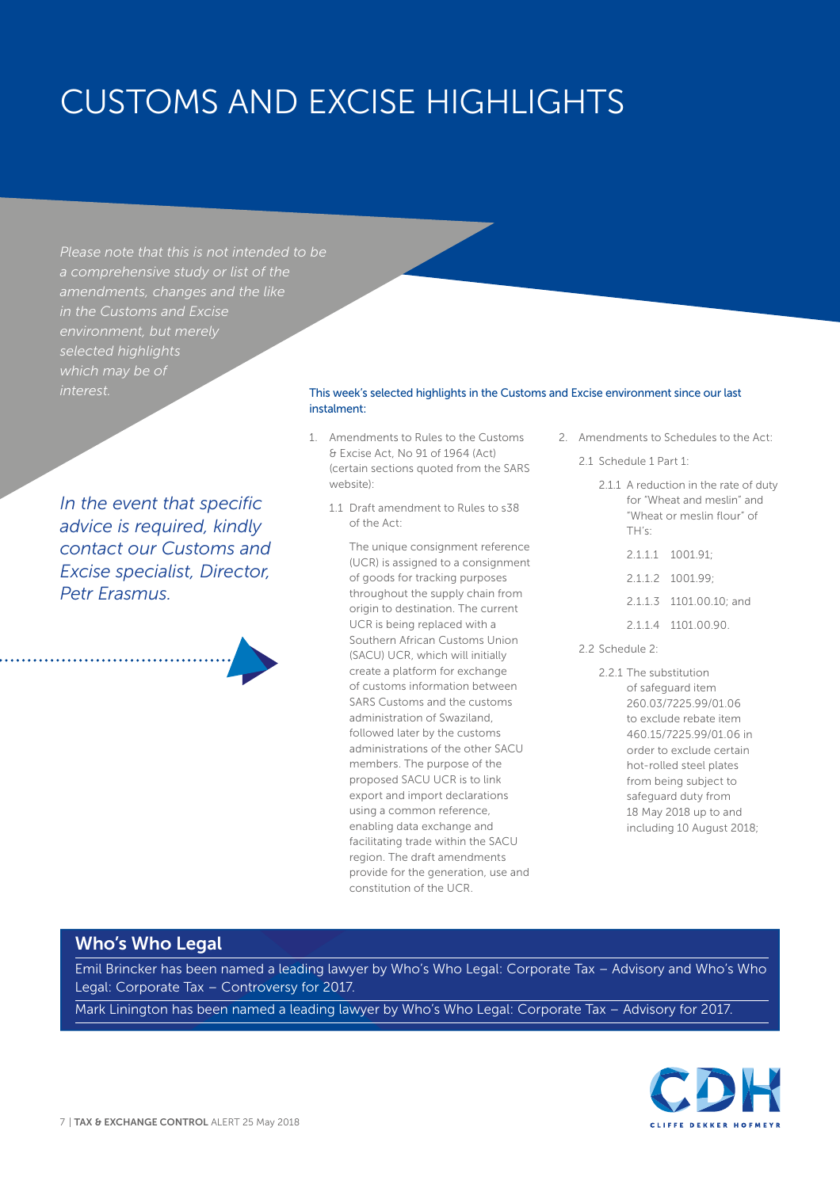# CUSTOMS AND EXCISE HIGHLIGHTS

*Please note that this is not intended to be a comprehensive study or list of the amendments, changes and the like in the Customs and Excise environment, but merely selected highlights which may be of interest.*

*In the event that specific advice is required, kindly contact our Customs and Excise specialist, Director, Petr Erasmus.*

This week's selected highlights in the Customs and Excise environment since our last instalment:

1. Amendments to Rules to the Customs & Excise Act, No 91 of 1964 (Act) (certain sections quoted from the SARS website):

   1.1 Draft amendment to Rules to s38 of the Act:

   The unique consignment reference (UCR) is assigned to a consignment of goods for tracking purposes throughout the supply chain from origin to destination. The current UCR is being replaced with a Southern African Customs Union (SACU) UCR, which will initially create a platform for exchange of customs information between SARS Customs and the customs administration of Swaziland, followed later by the customs administrations of the other SACU members. The purpose of the proposed SACU UCR is to link export and import declarations using a common reference, enabling data exchange and facilitating trade within the SACU region. The draft amendments provide for the generation, use and constitution of the UCR.

2. Amendments to Schedules to the Act:

   2.1 Schedule 1 Part 1:

   2.1.1 A reduction in the rate of duty for "Wheat and meslin" and "Wheat or meslin flour" of TH's:

   2.1.1.1 1001.91;

   2.1.1.2 1001.99;

   2.1.1.3 1101.00.10; and

   2.1.1.4 1101.00.90.

   2.2 Schedule 2:

   2.2.1 The substitution of safeguard item 260.03/7225.99/01.06 to exclude rebate item 460.15/7225.99/01.06 in order to exclude certain hot-rolled steel plates from being subject to safeguard duty from 18 May 2018 up to and including 10 August 2018;

## Who's Who Legal

Emil Brincker has been named a leading lawyer by Who's Who Legal: Corporate Tax – Advisory and Who's Who Legal: Corporate Tax – Controversy for 2017.

Mark Linington has been named a leading lawyer by Who's Who Legal: Corporate Tax – Advisory for 2017.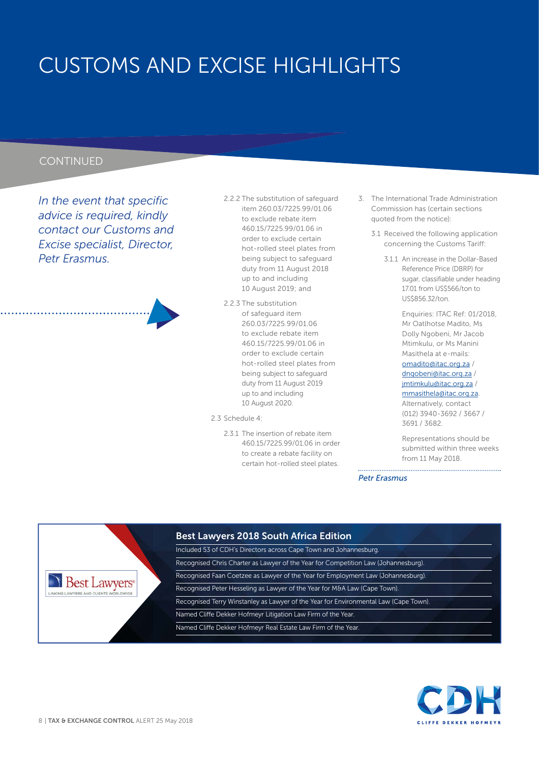# CUSTOMS AND EXCISE HIGHLIGHTS

CONTINUED

*In the event that specific advice is required, kindly contact our Customs and Excise specialist, Director, Petr Erasmus.*

2.2.2 The substitution of safeguard item 260.03/7225.99/01.06 to exclude rebate item 460.15/7225.99/01.06 in order to exclude certain hot-rolled steel plates from being subject to safeguard duty from 11 August 2018 up to and including 10 August 2019; and

2.2.3 The substitution of safeguard item 260.03/7225.99/01.06 to exclude rebate item 460.15/7225.99/01.06 in order to exclude certain hot-rolled steel plates from being subject to safeguard duty from 11 August 2019 up to and including 10 August 2020.

2.3 Schedule 4:

2.3.1 The insertion of rebate item 460.15/7225.99/01.06 in order to create a rebate facility on certain hot-rolled steel plates.

3. The International Trade Administration Commission has (certain sections quoted from the notice):

3.1 Received the following application concerning the Customs Tariff:

3.1.1 An increase in the Dollar-Based Reference Price (DBRP) for sugar, classifiable under heading 17.01 from US$566/ton to US$856.32/ton.

Enquiries: ITAC Ref: 01/2018, Mr Oatlhotse Madito, Ms Dolly Ngobeni, Mr Jacob Mtimkulu, or Ms Manini Masithela at e-mails: omadito@itac.org.za / dngobeni@itac.org.za / jmtimkulu@itac.org.za / mmasithela@itac.org.za. Alternatively, contact (012) 3940-3692 / 3667 / 3691 / 3682.

Representations should be submitted within three weeks from 11 May 2018.

*Petr Erasmus*

## Best Lawyers 2018 South Africa Edition

Included 53 of CDH's Directors across Cape Town and Johannesburg.

Recognised Chris Charter as Lawyer of the Year for Competition Law (Johannesburg).

Recognised Faan Coetzee as Lawyer of the Year for Employment Law (Johannesburg).

Recognised Peter Hesseling as Lawyer of the Year for M&A Law (Cape Town).

Recognised Terry Winstanley as Lawyer of the Year for Environmental Law (Cape Town).

Named Cliffe Dekker Hofmeyr Litigation Law Firm of the Year.

Named Cliffe Dekker Hofmeyr Real Estate Law Firm of the Year.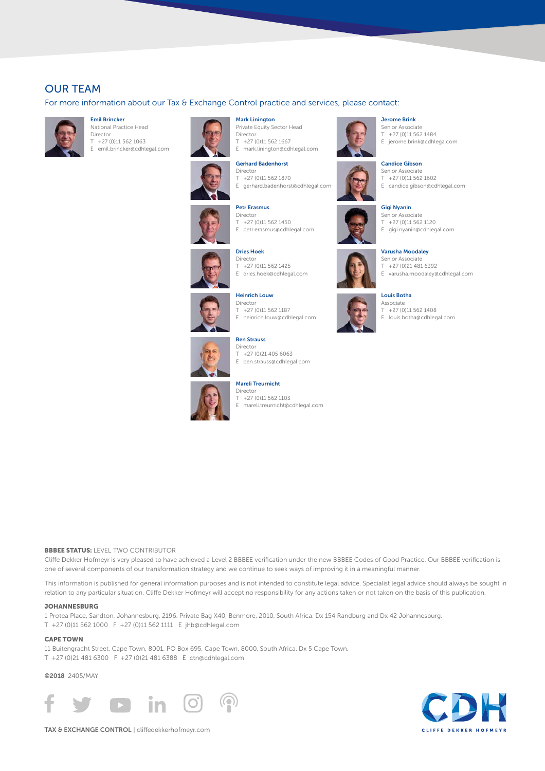## OUR TEAM

For more information about our Tax & Exchange Control practice and services, please contact:

**Emil Brincker**
National Practice Head
Director
T +27 (0)11 562 1063
E emil.brincker@cdhlegal.com

**Mark Linington**
Private Equity Sector Head
Director
T +27 (0)11 562 1667
E mark.linington@cdhlegal.com

**Gerhard Badenhorst**
Director
T +27 (0)11 562 1870
E gerhard.badenhorst@cdhlegal.com

**Petr Erasmus**
Director
T +27 (0)11 562 1450
E petr.erasmus@cdhlegal.com

**Dries Hoek**
Director
T +27 (0)11 562 1425
E dries.hoek@cdhlegal.com

**Heinrich Louw**
Director
T +27 (0)11 562 1187
E heinrich.louw@cdhlegal.com

**Ben Strauss**
Director
T +27 (0)21 405 6063
E ben.strauss@cdhlegal.com

**Mareli Treurnicht**
Director
T +27 (0)11 562 1103
E mareli.treurnicht@cdhlegal.com

**Jerome Brink**
Senior Associate
T +27 (0)11 562 1484
E jerome.brink@cdhlega.com

**Candice Gibson**
Senior Associate
T +27 (0)11 562 1602
E candice.gibson@cdhlegal.com

**Gigi Nyanin**
Senior Associate
T +27 (0)11 562 1120
E gigi.nyanin@cdhlegal.com

**Varusha Moodaley**
Senior Associate
T +27 (0)21 481 6392
E varusha.moodaley@cdhlegal.com

**Louis Botha**
Associate
T +27 (0)11 562 1408
E louis.botha@cdhlegal.com

**BBBEE STATUS:** LEVEL TWO CONTRIBUTOR

Cliffe Dekker Hofmeyr is very pleased to have achieved a Level 2 BBBEE verification under the new BBBEE Codes of Good Practice. Our BBBEE verification is one of several components of our transformation strategy and we continue to seek ways of improving it in a meaningful manner.

This information is published for general information purposes and is not intended to constitute legal advice. Specialist legal advice should always be sought in relation to any particular situation. Cliffe Dekker Hofmeyr will accept no responsibility for any actions taken or not taken on the basis of this publication.

**JOHANNESBURG**

1 Protea Place, Sandton, Johannesburg, 2196. Private Bag X40, Benmore, 2010, South Africa. Dx 154 Randburg and Dx 42 Johannesburg.
T +27 (0)11 562 1000 F +27 (0)11 562 1111 E jhb@cdhlegal.com

**CAPE TOWN**

11 Buitengracht Street, Cape Town, 8001. PO Box 695, Cape Town, 8000, South Africa. Dx 5 Cape Town.
T +27 (0)21 481 6300 F +27 (0)21 481 6388 E ctn@cdhlegal.com

**©2018** 2405/MAY

**TAX & EXCHANGE CONTROL** | cliffedekkerhofmeyr.com

CDH CLIFFE DEKKER HOFMEYR